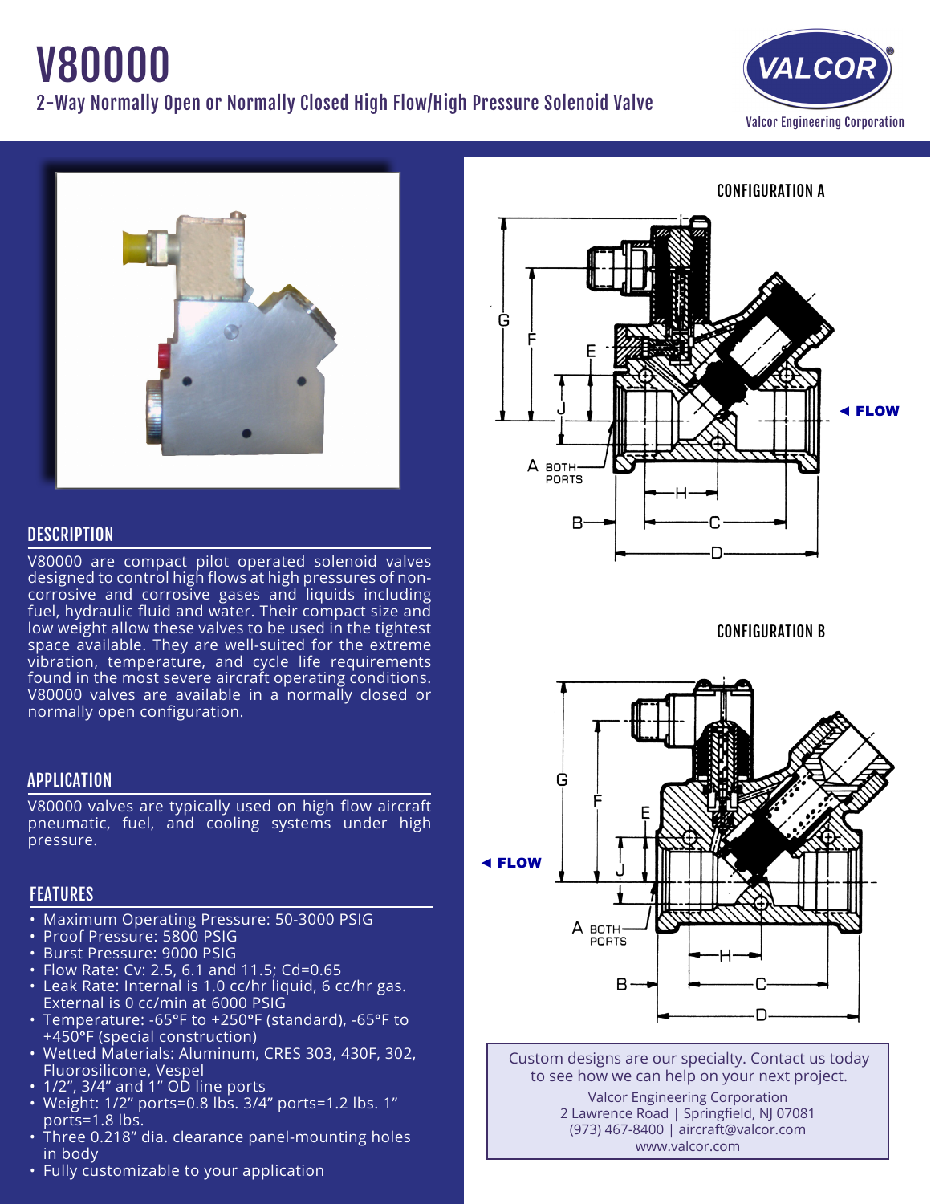# V80000

## 2-Way Normally Open or Normally Closed High Flow/High Pressure Solenoid Valve

Valcor Engineering Corporation

## DESCRIPTION

V80000 are compact pilot operated solenoid valves designed to control high flows at high pressures of non-corrosive and corrosive gases and liquids including fuel, hydraulic fluid and water. Their compact size and low weight allow these valves to be used in the tightest space available. They are well-suited for the extreme vibration, temperature, and cycle life requirements found in the most severe aircraft operating conditions. V80000 valves are available in a normally closed or normally open configuration.

## APPLICATION

V80000 valves are typically used on high flow aircraft pneumatic, fuel, and cooling systems under high pressure.

## FEATURES

- Maximum Operating Pressure: 50-3000 PSIG
- Proof Pressure: 5800 PSIG
- Burst Pressure: 9000 PSIG
- Flow Rate: Cv: 2.5, 6.1 and 11.5; Cd=0.65
- Leak Rate: Internal is 1.0 cc/hr liquid, 6 cc/hr gas. External is 0 cc/min at 6000 PSIG
- Temperature: -65°F to +250°F (standard), -65°F to +450°F (special construction)
- Wetted Materials: Aluminum, CRES 303, 430F, 302, Fluorosilicone, Vespel
- 1/2", 3/4" and 1" OD line ports
- Weight: 1/2" ports=0.8 lbs. 3/4" ports=1.2 lbs. 1" ports=1.8 lbs.
- Three 0.218" dia. clearance panel-mounting holes in body
- Fully customizable to your application

CONFIGURATION A

CONFIGURATION B

Custom designs are our specialty. Contact us today to see how we can help on your next project.

Valcor Engineering Corporation
2 Lawrence Road | Springfield, NJ 07081
(973) 467-8400 | aircraft@valcor.com
www.valcor.com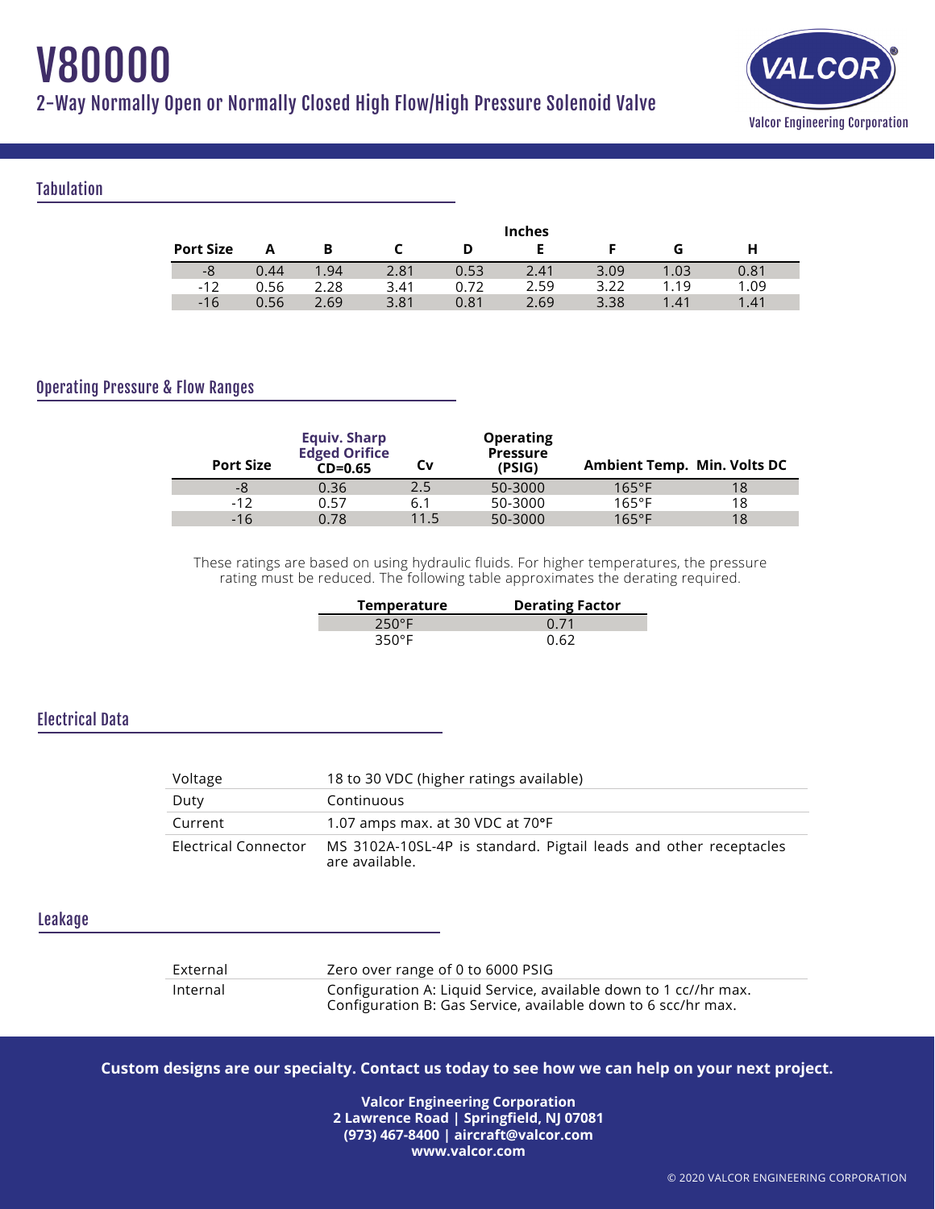# V80000

## 2-Way Normally Open or Normally Closed High Flow/High Pressure Solenoid Valve

Valcor Engineering Corporation

### Tabulation

| | Inches | | | | | | | |
|---|---|---|---|---|---|---|---|---|
| Port Size | A | B | C | D | E | F | G | H |
| -8 | 0.44 | 1.94 | 2.81 | 0.53 | 2.41 | 3.09 | 1.03 | 0.81 |
| -12 | 0.56 | 2.28 | 3.41 | 0.72 | 2.59 | 3.22 | 1.19 | 1.09 |
| -16 | 0.56 | 2.69 | 3.81 | 0.81 | 2.69 | 3.38 | 1.41 | 1.41 |

### Operating Pressure & Flow Ranges

| Port Size | Equiv. Sharp Edged Orifice CD=0.65 | Cv | Operating Pressure (PSIG) | Ambient Temp. | Min. Volts DC |
|---|---|---|---|---|---|
| -8 | 0.36 | 2.5 | 50-3000 | 165°F | 18 |
| -12 | 0.57 | 6.1 | 50-3000 | 165°F | 18 |
| -16 | 0.78 | 11.5 | 50-3000 | 165°F | 18 |

These ratings are based on using hydraulic fluids. For higher temperatures, the pressure rating must be reduced. The following table approximates the derating required.

| Temperature | Derating Factor |
|---|---|
| 250°F | 0.71 |
| 350°F | 0.62 |

### Electrical Data

| | |
|---|---|
| Voltage | 18 to 30 VDC (higher ratings available) |
| Duty | Continuous |
| Current | 1.07 amps max. at 30 VDC at 70°F |
| Electrical Connector | MS 3102A-10SL-4P is standard. Pigtail leads and other receptacles are available. |

### Leakage

| | |
|---|---|
| External | Zero over range of 0 to 6000 PSIG |
| Internal | Configuration A: Liquid Service, available down to 1 cc//hr max.<br>Configuration B: Gas Service, available down to 6 scc/hr max. |

**Custom designs are our specialty. Contact us today to see how we can help on your next project.**

**Valcor Engineering Corporation**
**2 Lawrence Road | Springfield, NJ 07081**
**(973) 467-8400 | aircraft@valcor.com**
**www.valcor.com**

© 2020 VALCOR ENGINEERING CORPORATION